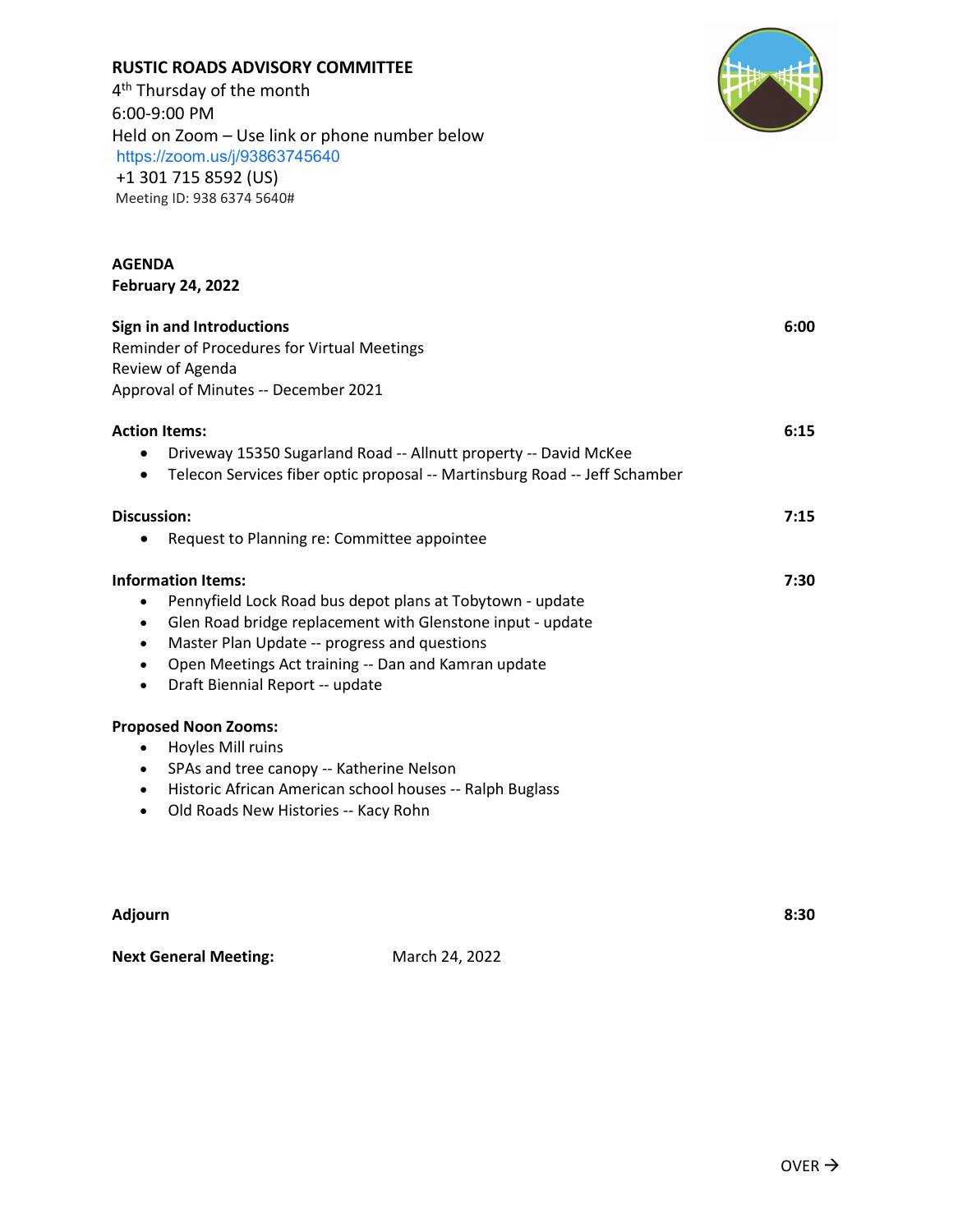**RUSTIC ROADS ADVISORY COMMITTEE**
4th Thursday of the month
6:00-9:00 PM
Held on Zoom – Use link or phone number below
https://zoom.us/j/93863745640
+1 301 715 8592 (US)
Meeting ID: 938 6374 5640#

**AGENDA**
**February 24, 2022**

**Sign in and Introductions** — 6:00
Reminder of Procedures for Virtual Meetings
Review of Agenda
Approval of Minutes -- December 2021

**Action Items:** — 6:15

- Driveway 15350 Sugarland Road -- Allnutt property -- David McKee
- Telecon Services fiber optic proposal -- Martinsburg Road -- Jeff Schamber

**Discussion:** — 7:15

- Request to Planning re: Committee appointee

**Information Items:** — 7:30

- Pennyfield Lock Road bus depot plans at Tobytown - update
- Glen Road bridge replacement with Glenstone input - update
- Master Plan Update -- progress and questions
- Open Meetings Act training -- Dan and Kamran update
- Draft Biennial Report -- update

**Proposed Noon Zooms:**

- Hoyles Mill ruins
- SPAs and tree canopy -- Katherine Nelson
- Historic African American school houses -- Ralph Buglass
- Old Roads New Histories -- Kacy Rohn

**Adjourn** — 8:30

**Next General Meeting:** March 24, 2022

OVER →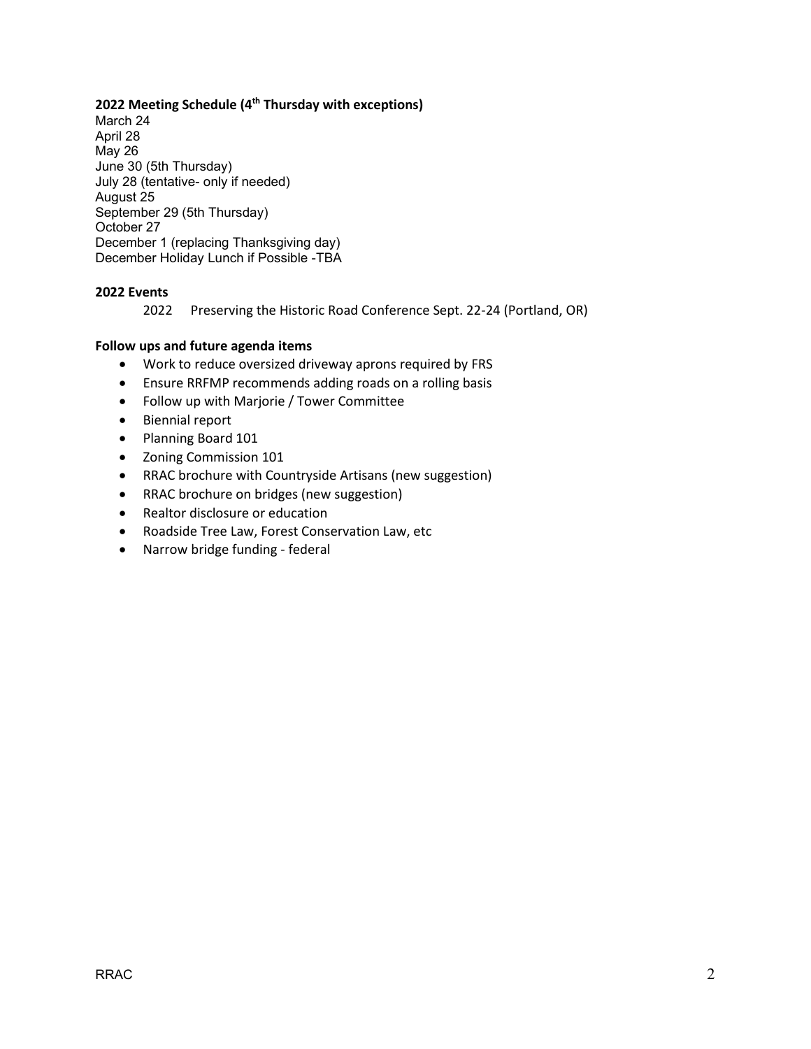**2022 Meeting Schedule (4th Thursday with exceptions)**

March 24
April 28
May 26
June 30 (5th Thursday)
July 28 (tentative- only if needed)
August 25
September 29 (5th Thursday)
October 27
December 1 (replacing Thanksgiving day)
December Holiday Lunch if Possible -TBA

**2022 Events**

2022 Preserving the Historic Road Conference Sept. 22-24 (Portland, OR)

**Follow ups and future agenda items**

- Work to reduce oversized driveway aprons required by FRS
- Ensure RRFMP recommends adding roads on a rolling basis
- Follow up with Marjorie / Tower Committee
- Biennial report
- Planning Board 101
- Zoning Commission 101
- RRAC brochure with Countryside Artisans (new suggestion)
- RRAC brochure on bridges (new suggestion)
- Realtor disclosure or education
- Roadside Tree Law, Forest Conservation Law, etc
- Narrow bridge funding - federal